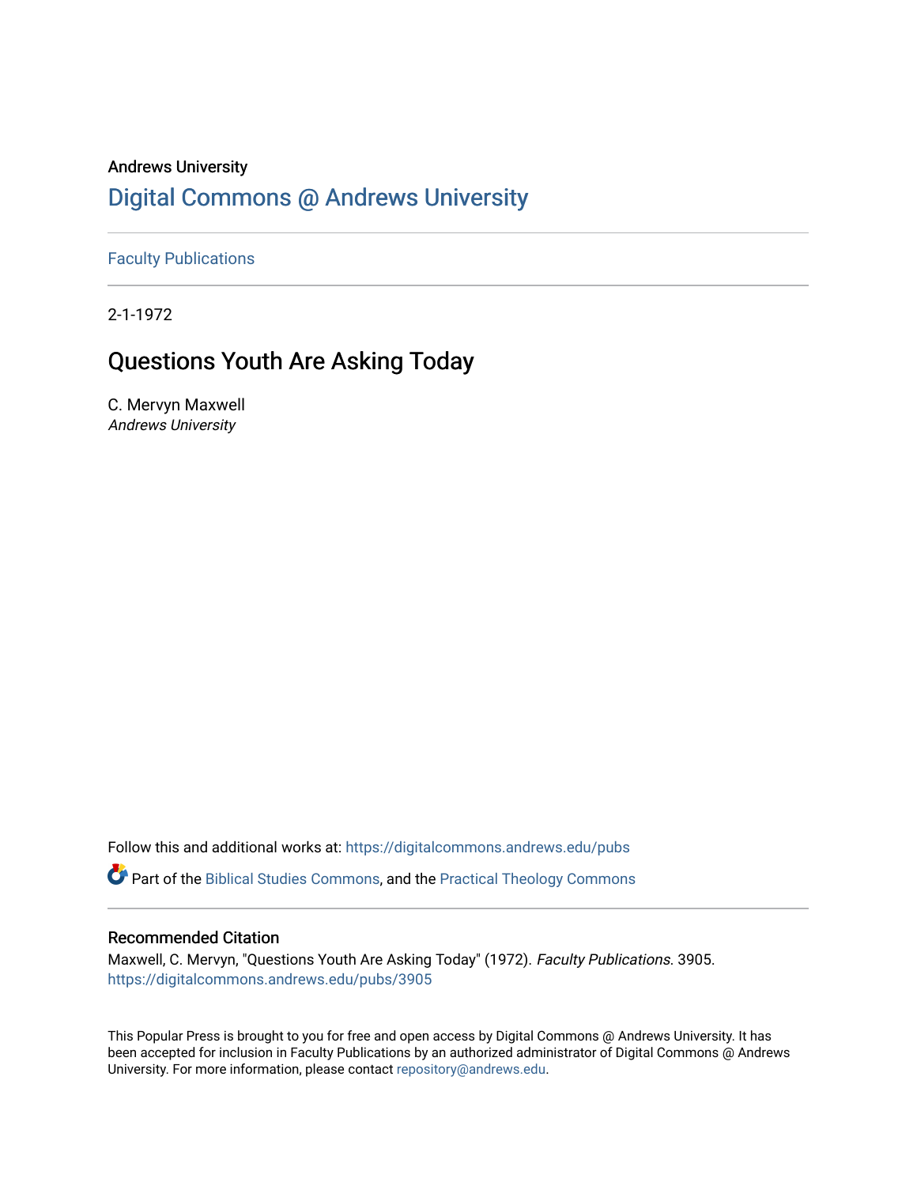Andrews University

# Digital Commons @ Andrews University

Faculty Publications

2-1-1972

## Questions Youth Are Asking Today

C. Mervyn Maxwell
*Andrews University*

Follow this and additional works at: https://digitalcommons.andrews.edu/pubs

Part of the Biblical Studies Commons, and the Practical Theology Commons

### Recommended Citation

Maxwell, C. Mervyn, "Questions Youth Are Asking Today" (1972). *Faculty Publications*. 3905.
https://digitalcommons.andrews.edu/pubs/3905

This Popular Press is brought to you for free and open access by Digital Commons @ Andrews University. It has been accepted for inclusion in Faculty Publications by an authorized administrator of Digital Commons @ Andrews University. For more information, please contact repository@andrews.edu.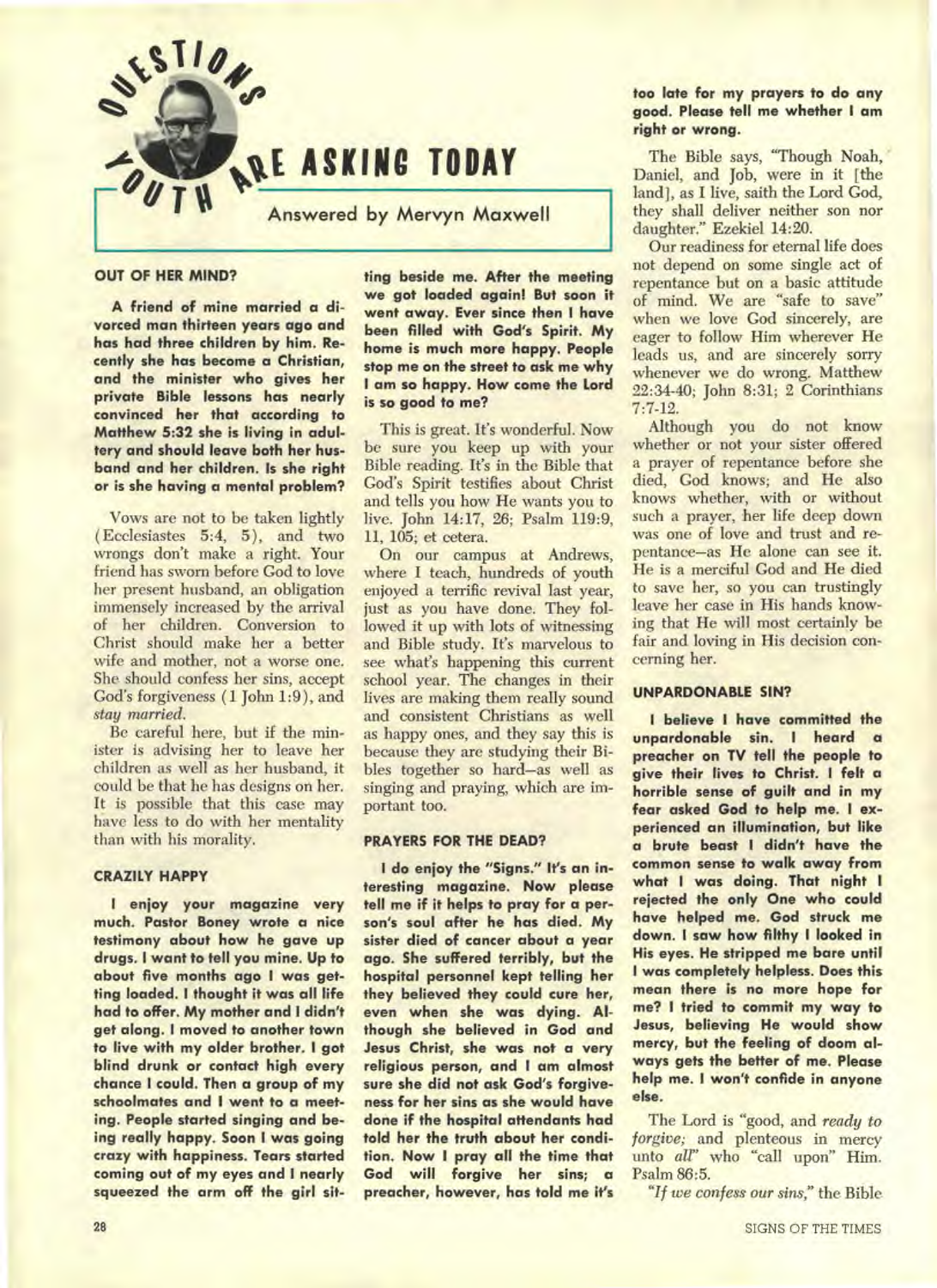# QUESTIONS YOUTH ARE ASKING TODAY

Answered by Mervyn Maxwell

### OUT OF HER MIND?

**A friend of mine married a divorced man thirteen years ago and has had three children by him. Recently she has become a Christian, and the minister who gives her private Bible lessons has nearly convinced her that according to Matthew 5:32 she is living in adultery and should leave both her husband and her children. Is she right or is she having a mental problem?**

Vows are not to be taken lightly (Ecclesiastes 5:4, 5), and two wrongs don't make a right. Your friend has sworn before God to love her present husband, an obligation immensely increased by the arrival of her children. Conversion to Christ should make her a better wife and mother, not a worse one. She should confess her sins, accept God's forgiveness (1 John 1:9), and *stay married.*

Be careful here, but if the minister is advising her to leave her children as well as her husband, it could be that he has designs on her. It is possible that this case may have less to do with her mentality than with his morality.

### CRAZILY HAPPY

**I enjoy your magazine very much. Pastor Boney wrote a nice testimony about how he gave up drugs. I want to tell you mine. Up to about five months ago I was getting loaded. I thought it was all life had to offer. My mother and I didn't get along. I moved to another town to live with my older brother. I got blind drunk or contact high every chance I could. Then a group of my schoolmates and I went to a meeting. People started singing and being really happy. Soon I was going crazy with happiness. Tears started coming out of my eyes and I nearly squeezed the arm off the girl sitting beside me. After the meeting we got loaded again! But soon it went away. Ever since then I have been filled with God's Spirit. My home is much more happy. People stop me on the street to ask me why I am so happy. How come the Lord is so good to me?**

This is great. It's wonderful. Now be sure you keep up with your Bible reading. It's in the Bible that God's Spirit testifies about Christ and tells you how He wants you to live. John 14:17, 26; Psalm 119:9, 11, 105; et cetera.

On our campus at Andrews, where I teach, hundreds of youth enjoyed a terrific revival last year, just as you have done. They followed it up with lots of witnessing and Bible study. It's marvelous to see what's happening this current school year. The changes in their lives are making them really sound and consistent Christians as well as happy ones, and they say this is because they are studying their Bibles together so hard—as well as singing and praying, which are important too.

### PRAYERS FOR THE DEAD?

**I do enjoy the "Signs." It's an interesting magazine. Now please tell me if it helps to pray for a person's soul after he has died. My sister died of cancer about a year ago. She suffered terribly, but the hospital personnel kept telling her they believed they could cure her, even when she was dying. Although she believed in God and Jesus Christ, she was not a very religious person, and I am almost sure she did not ask God's forgiveness for her sins as she would have done if the hospital attendants had told her the truth about her condition. Now I pray all the time that God will forgive her sins; a preacher, however, has told me it's too late for my prayers to do any good. Please tell me whether I am right or wrong.**

The Bible says, "Though Noah, Daniel, and Job, were in it [the land], as I live, saith the Lord God, they shall deliver neither son nor daughter." Ezekiel 14:20.

Our readiness for eternal life does not depend on some single act of repentance but on a basic attitude of mind. We are "safe to save" when we love God sincerely, are eager to follow Him wherever He leads us, and are sincerely sorry whenever we do wrong. Matthew 22:34-40; John 8:31; 2 Corinthians 7:7-12.

Although you do not know whether or not your sister offered a prayer of repentance before she died, God knows; and He also knows whether, with or without such a prayer, her life deep down was one of love and trust and repentance—as He alone can see it. He is a merciful God and He died to save her, so you can trustingly leave her case in His hands knowing that He will most certainly be fair and loving in His decision concerning her.

### UNPARDONABLE SIN?

**I believe I have committed the unpardonable sin. I heard a preacher on TV tell the people to give their lives to Christ. I felt a horrible sense of guilt and in my fear asked God to help me. I experienced an illumination, but like a brute beast I didn't have the common sense to walk away from what I was doing. That night I rejected the only One who could have helped me. God struck me down. I saw how filthy I looked in His eyes. He stripped me bare until I was completely helpless. Does this mean there is no more hope for me? I tried to commit my way to Jesus, believing He would show mercy, but the feeling of doom always gets the better of me. Please help me. I won't confide in anyone else.**

The Lord is "good, and *ready to forgive;* and plenteous in mercy unto *all*" who "call upon" Him. Psalm 86:5.

"*If we confess our sins,*" the Bible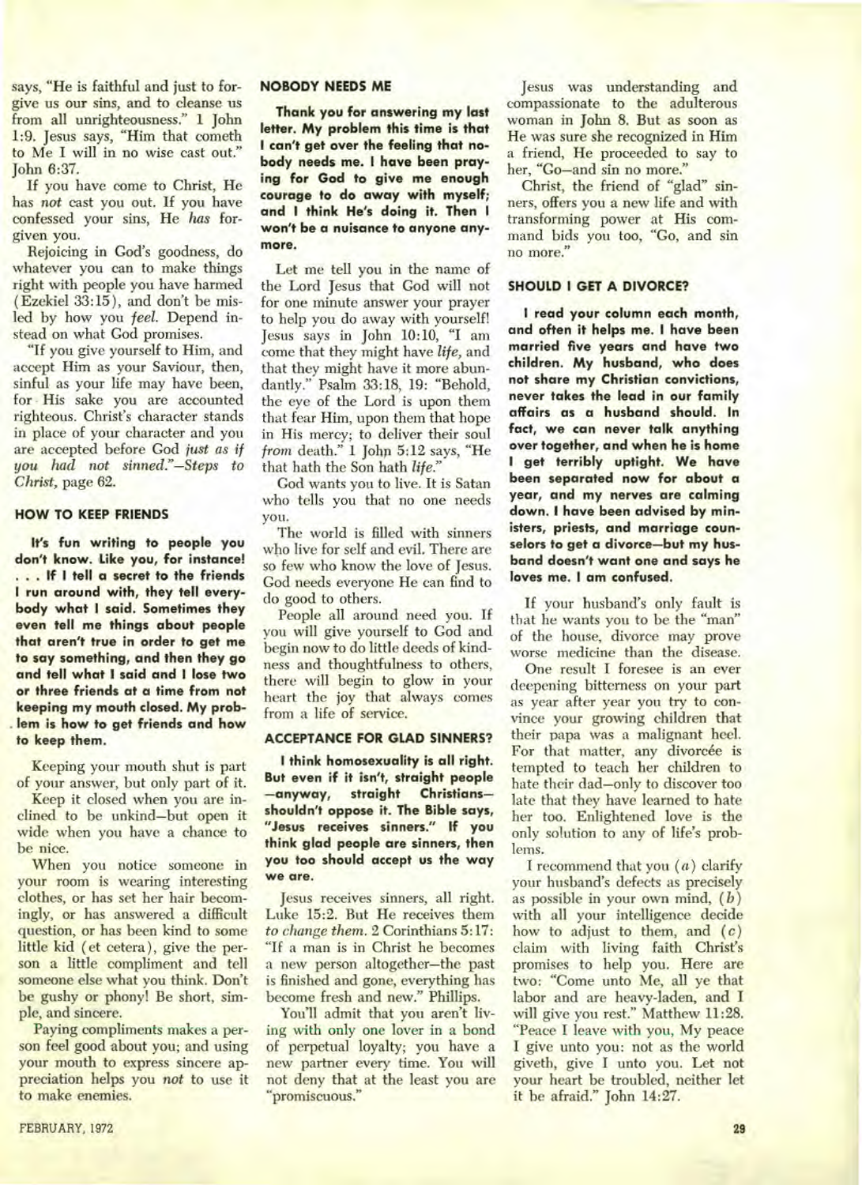says, "He is faithful and just to forgive us our sins, and to cleanse us from all unrighteousness." 1 John 1:9. Jesus says, "Him that cometh to Me I will in no wise cast out." John 6:37.

If you have come to Christ, He has *not* cast you out. If you have confessed your sins, He *has* forgiven you.

Rejoicing in God's goodness, do whatever you can to make things right with people you have harmed (Ezekiel 33:15), and don't be misled by how you *feel*. Depend instead on what God promises.

"If you give yourself to Him, and accept Him as your Saviour, then, sinful as your life may have been, for His sake you are accounted righteous. Christ's character stands in place of your character and you are accepted before God *just as if you had not sinned."—Steps to Christ*, page 62.

### HOW TO KEEP FRIENDS

**It's fun writing to people you don't know. Like you, for instance! . . . If I tell a secret to the friends I run around with, they tell everybody what I said. Sometimes they even tell me things about people that aren't true in order to get me to say something, and then they go and tell what I said and I lose two or three friends at a time from not keeping my mouth closed. My problem is how to get friends and how to keep them.**

Keeping your mouth shut is part of your answer, but only part of it.

Keep it closed when you are inclined to be unkind—but open it wide when you have a chance to be nice.

When you notice someone in your room is wearing interesting clothes, or has set her hair becomingly, or has answered a difficult question, or has been kind to some little kid (et cetera), give the person a little compliment and tell someone else what you think. Don't be gushy or phony! Be short, simple, and sincere.

Paying compliments makes a person feel good about you; and using your mouth to express sincere appreciation helps you *not* to use it to make enemies.

### NOBODY NEEDS ME

**Thank you for answering my last letter. My problem this time is that I can't get over the feeling that nobody needs me. I have been praying for God to give me enough courage to do away with myself; and I think He's doing it. Then I won't be a nuisance to anyone anymore.**

Let me tell you in the name of the Lord Jesus that God will not for one minute answer your prayer to help you do away with yourself! Jesus says in John 10:10, "I am come that they might have *life*, and that they might have it more abundantly." Psalm 33:18, 19: "Behold, the eye of the Lord is upon them that fear Him, upon them that hope in His mercy; to deliver their soul *from* death." 1 John 5:12 says, "He that hath the Son hath *life*."

God wants you to live. It is Satan who tells you that no one needs you.

The world is filled with sinners who live for self and evil. There are so few who know the love of Jesus. God needs everyone He can find to do good to others.

People all around need you. If you will give yourself to God and begin now to do little deeds of kindness and thoughtfulness to others, there will begin to glow in your heart the joy that always comes from a life of service.

### ACCEPTANCE FOR GLAD SINNERS?

**I think homosexuality is all right. But even if it isn't, straight people —anyway, straight Christians— shouldn't oppose it. The Bible says, "Jesus receives sinners." If you think glad people are sinners, then you too should accept us the way we are.**

Jesus receives sinners, all right. Luke 15:2. But He receives them *to change them*. 2 Corinthians 5:17: "If a man is in Christ he becomes a new person altogether—the past is finished and gone, everything has become fresh and new." Phillips.

You'll admit that you aren't living with only one lover in a bond of perpetual loyalty; you have a new partner every time. You will not deny that at the least you are "promiscuous."

Jesus was understanding and compassionate to the adulterous woman in John 8. But as soon as He was sure she recognized in Him a friend, He proceeded to say to her, "Go—and sin no more."

Christ, the friend of "glad" sinners, offers you a new life and with transforming power at His command bids you too, "Go, and sin no more."

### SHOULD I GET A DIVORCE?

**I read your column each month, and often it helps me. I have been married five years and have two children. My husband, who does not share my Christian convictions, never takes the lead in our family affairs as a husband should. In fact, we can never talk anything over together, and when he is home I get terribly uptight. We have been separated now for about a year, and my nerves are calming down. I have been advised by ministers, priests, and marriage counselors to get a divorce—but my husband doesn't want one and says he loves me. I am confused.**

If your husband's only fault is that he wants you to be the "man" of the house, divorce may prove worse medicine than the disease.

One result I foresee is an ever deepening bitterness on your part as year after year you try to convince your growing children that their papa was a malignant heel. For that matter, any divorcée is tempted to teach her children to hate their dad—only to discover too late that they have learned to hate her too. Enlightened love is the only solution to any of life's problems.

I recommend that you (*a*) clarify your husband's defects as precisely as possible in your own mind, (*b*) with all your intelligence decide how to adjust to them, and (*c*) claim with living faith Christ's promises to help you. Here are two: "Come unto Me, all ye that labor and are heavy-laden, and I will give you rest." Matthew 11:28. "Peace I leave with you, My peace I give unto you: not as the world giveth, give I unto you. Let not your heart be troubled, neither let it be afraid." John 14:27.